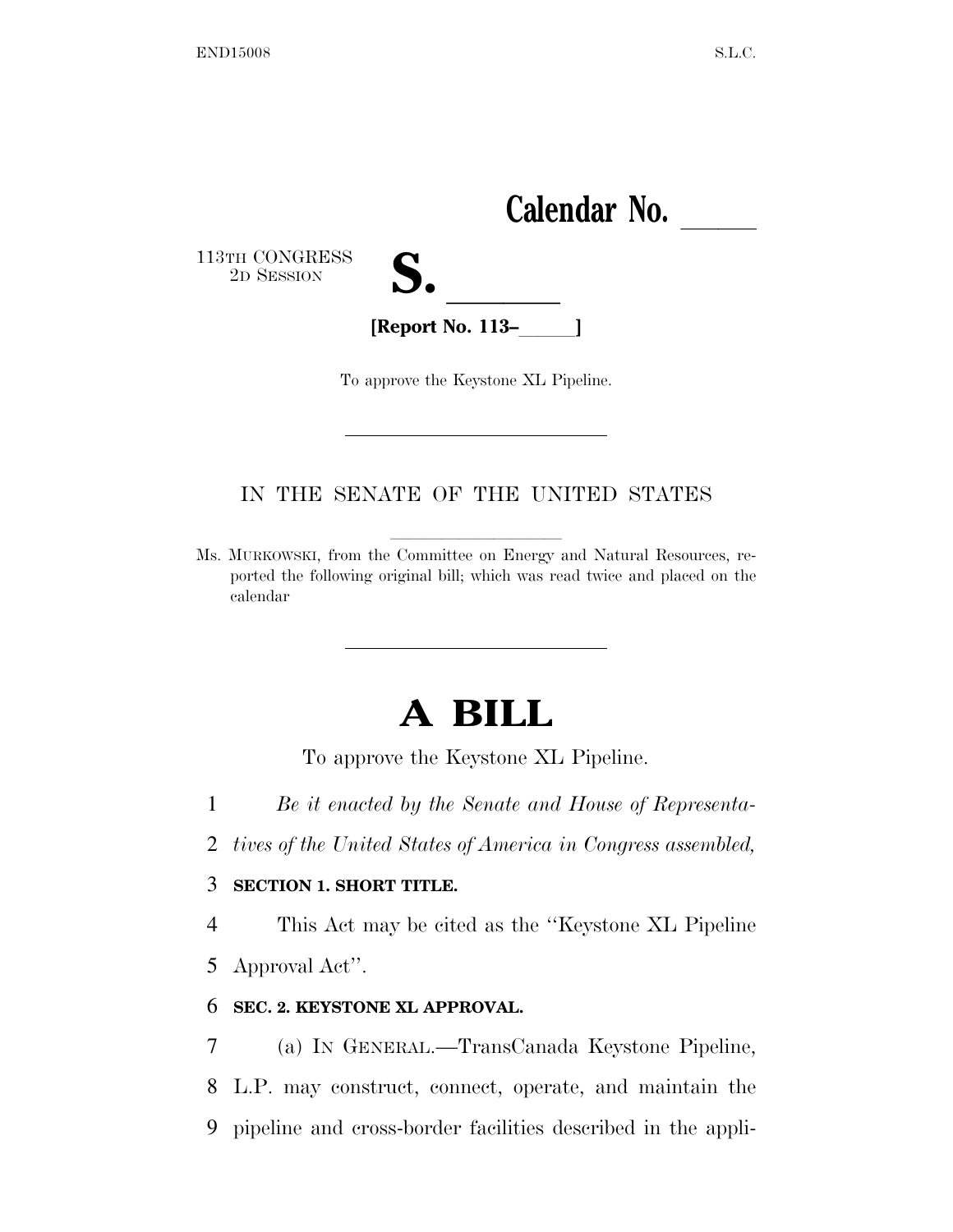END15008 S.L.C.

**Calendar No. \_\_\_\_\_**

113TH CONGRESS
2D SESSION

**S. \_\_\_\_\_\_\_**

**[Report No. 113–\_\_\_\_\_]**

To approve the Keystone XL Pipeline.

---

IN THE SENATE OF THE UNITED STATES

---

Ms. MURKOWSKI, from the Committee on Energy and Natural Resources, reported the following original bill; which was read twice and placed on the calendar

---

# A BILL

To approve the Keystone XL Pipeline.

1 *Be it enacted by the Senate and House of Representa-*
2 *tives of the United States of America in Congress assembled,*

3 **SECTION 1. SHORT TITLE.**

4 This Act may be cited as the ''Keystone XL Pipeline
5 Approval Act''.

6 **SEC. 2. KEYSTONE XL APPROVAL.**

7 (a) IN GENERAL.—TransCanada Keystone Pipeline,
8 L.P. may construct, connect, operate, and maintain the
9 pipeline and cross-border facilities described in the appli-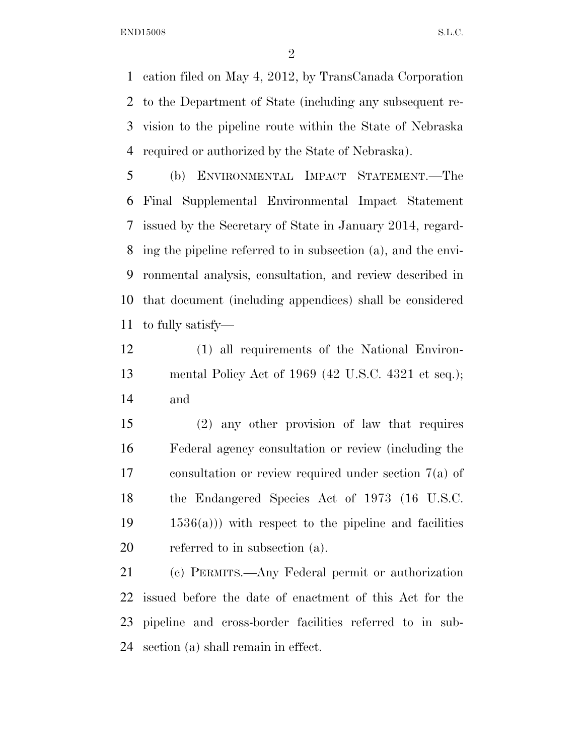cation filed on May 4, 2012, by TransCanada Corporation to the Department of State (including any subsequent revision to the pipeline route within the State of Nebraska required or authorized by the State of Nebraska).

(b) ENVIRONMENTAL IMPACT STATEMENT.—The Final Supplemental Environmental Impact Statement issued by the Secretary of State in January 2014, regarding the pipeline referred to in subsection (a), and the environmental analysis, consultation, and review described in that document (including appendices) shall be considered to fully satisfy—

(1) all requirements of the National Environmental Policy Act of 1969 (42 U.S.C. 4321 et seq.); and

(2) any other provision of law that requires Federal agency consultation or review (including the consultation or review required under section 7(a) of the Endangered Species Act of 1973 (16 U.S.C. 1536(a))) with respect to the pipeline and facilities referred to in subsection (a).

(c) PERMITS.—Any Federal permit or authorization issued before the date of enactment of this Act for the pipeline and cross-border facilities referred to in subsection (a) shall remain in effect.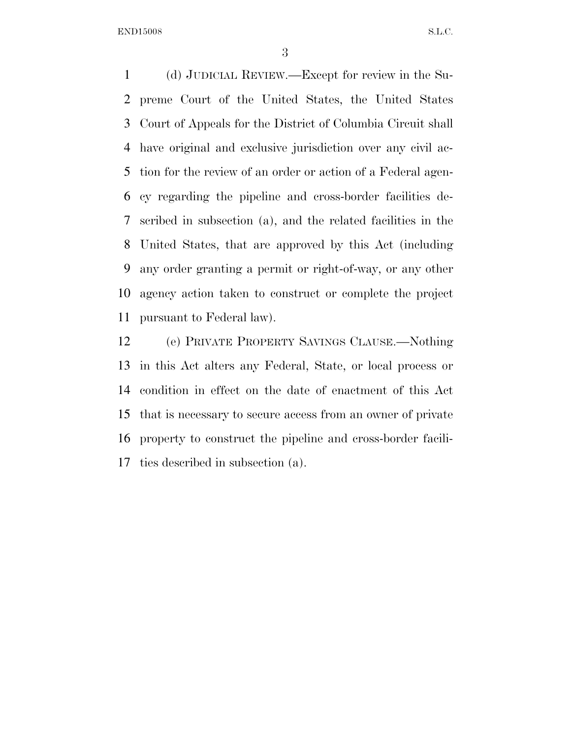(d) JUDICIAL REVIEW.—Except for review in the Supreme Court of the United States, the United States Court of Appeals for the District of Columbia Circuit shall have original and exclusive jurisdiction over any civil action for the review of an order or action of a Federal agency regarding the pipeline and cross-border facilities described in subsection (a), and the related facilities in the United States, that are approved by this Act (including any order granting a permit or right-of-way, or any other agency action taken to construct or complete the project pursuant to Federal law).

(e) PRIVATE PROPERTY SAVINGS CLAUSE.—Nothing in this Act alters any Federal, State, or local process or condition in effect on the date of enactment of this Act that is necessary to secure access from an owner of private property to construct the pipeline and cross-border facilities described in subsection (a).